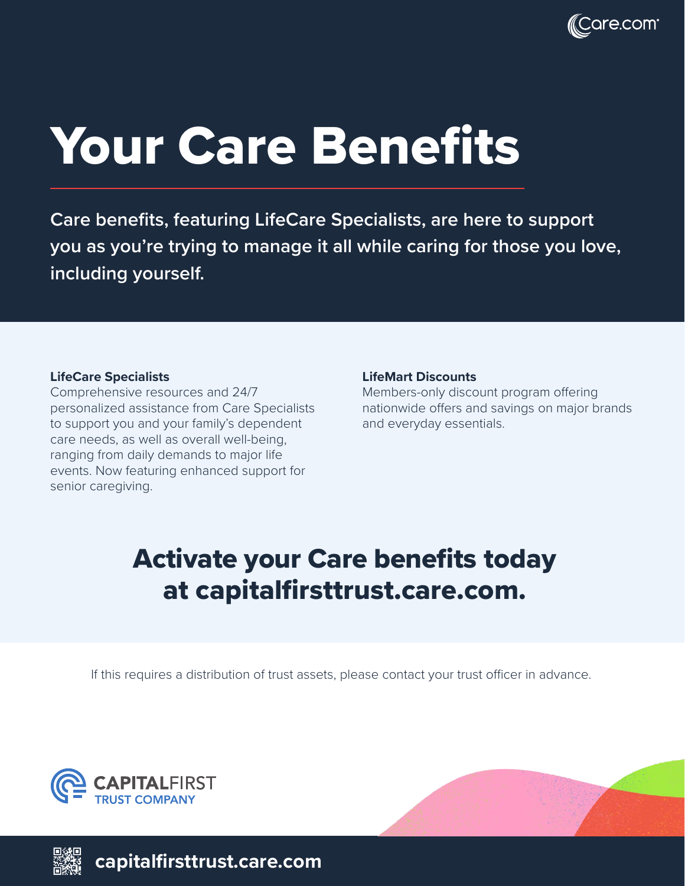# Your Care Benefits

**Care benefits, featuring LifeCare Specialists, are here to support you as you're trying to manage it all while caring for those you love, including yourself.**

**LifeCare Specialists**
Comprehensive resources and 24/7 personalized assistance from Care Specialists to support you and your family's dependent care needs, as well as overall well-being, ranging from daily demands to major life events. Now featuring enhanced support for senior caregiving.

**LifeMart Discounts**
Members-only discount program offering nationwide offers and savings on major brands and everyday essentials.

## Activate your Care benefits today at capitalfirsttrust.care.com.

If this requires a distribution of trust assets, please contact your trust officer in advance.

CAPITALFIRST TRUST COMPANY

**capitalfirsttrust.care.com**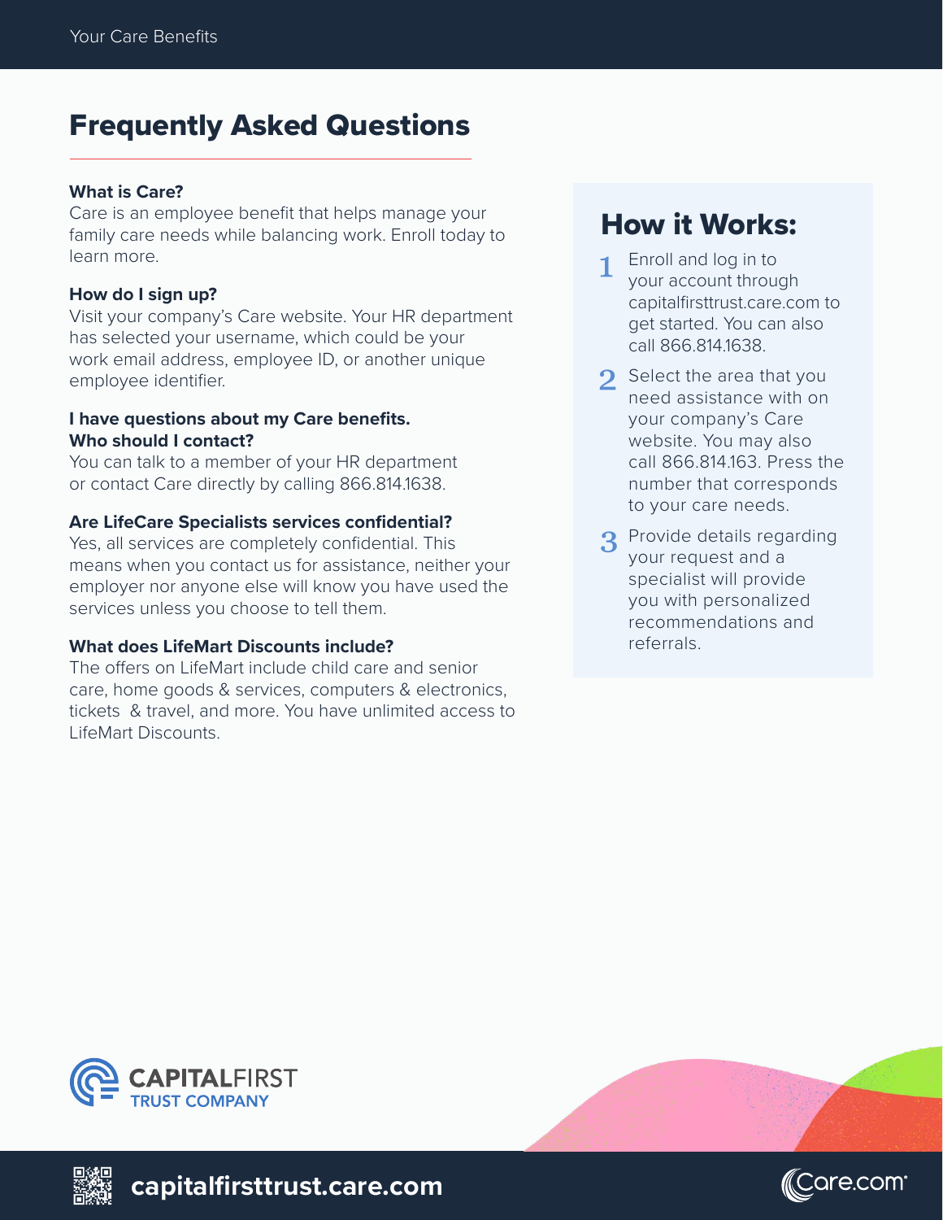# Frequently Asked Questions

**What is Care?**
Care is an employee benefit that helps manage your family care needs while balancing work. Enroll today to learn more.

**How do I sign up?**
Visit your company's Care website. Your HR department has selected your username, which could be your work email address, employee ID, or another unique employee identifier.

**I have questions about my Care benefits. Who should I contact?**
You can talk to a member of your HR department or contact Care directly by calling 866.814.1638.

**Are LifeCare Specialists services confidential?**
Yes, all services are completely confidential. This means when you contact us for assistance, neither your employer nor anyone else will know you have used the services unless you choose to tell them.

**What does LifeMart Discounts include?**
The offers on LifeMart include child care and senior care, home goods & services, computers & electronics, tickets & travel, and more. You have unlimited access to LifeMart Discounts.

## How it Works:

1. Enroll and log in to your account through capitalfirsttrust.care.com to get started. You can also call 866.814.1638.
2. Select the area that you need assistance with on your company's Care website. You may also call 866.814.163. Press the number that corresponds to your care needs.
3. Provide details regarding your request and a specialist will provide you with personalized recommendations and referrals.

CAPITALFIRST TRUST COMPANY

capitalfirsttrust.care.com

Care.com